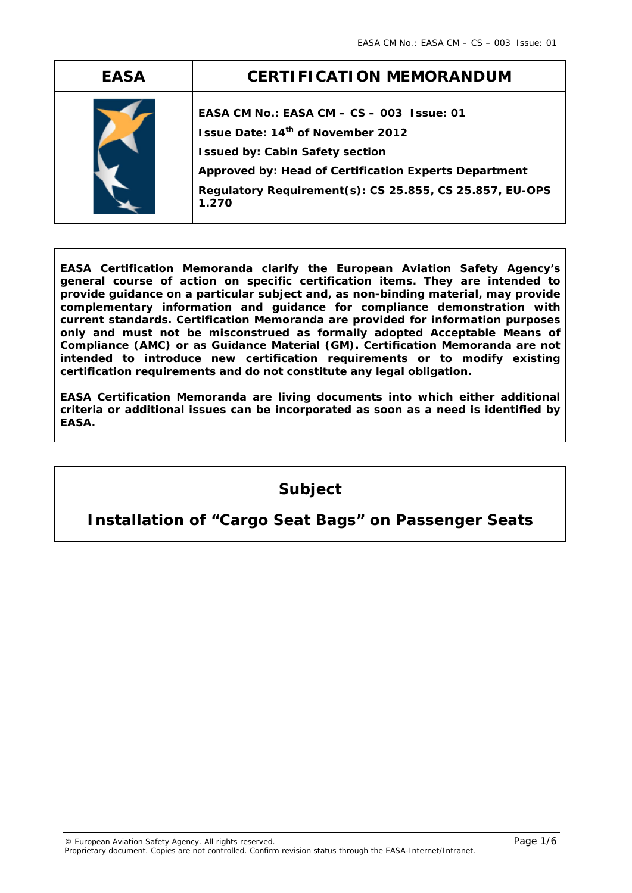| EASA | CERTIFICATION MEMORANDUM |
| --- | --- |
| | **EASA CM No.: EASA CM – CS – 003 Issue: 01**<br>**Issue Date: 14th of November 2012**<br>**Issued by: Cabin Safety section**<br>**Approved by: Head of Certification Experts Department**<br>**Regulatory Requirement(s): CS 25.855, CS 25.857, EU-OPS 1.270** |

**EASA Certification Memoranda clarify the European Aviation Safety Agency's general course of action on specific certification items. They are intended to provide guidance on a particular subject and, as non-binding material, may provide complementary information and guidance for compliance demonstration with current standards. Certification Memoranda are provided for information purposes only and must not be misconstrued as formally adopted Acceptable Means of Compliance (AMC) or as Guidance Material (GM). Certification Memoranda are not intended to introduce new certification requirements or to modify existing certification requirements and do not constitute any legal obligation.**

**EASA Certification Memoranda are living documents into which either additional criteria or additional issues can be incorporated as soon as a need is identified by EASA.**

## Subject

## Installation of "Cargo Seat Bags" on Passenger Seats

© European Aviation Safety Agency. All rights reserved.
Proprietary document. Copies are not controlled. Confirm revision status through the EASA-Internet/Intranet.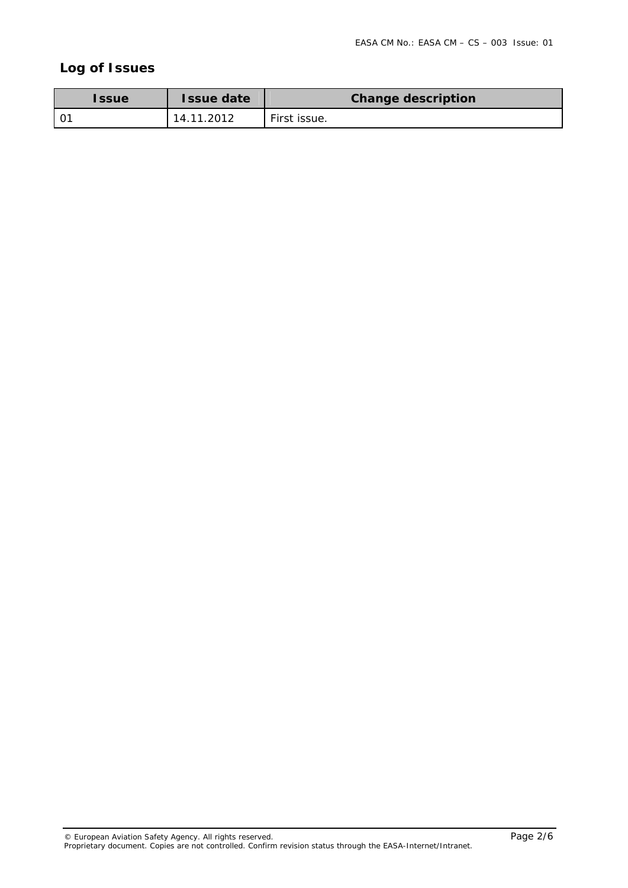## Log of Issues

| Issue | Issue date | Change description |
|---|---|---|
| 01 | 14.11.2012 | First issue. |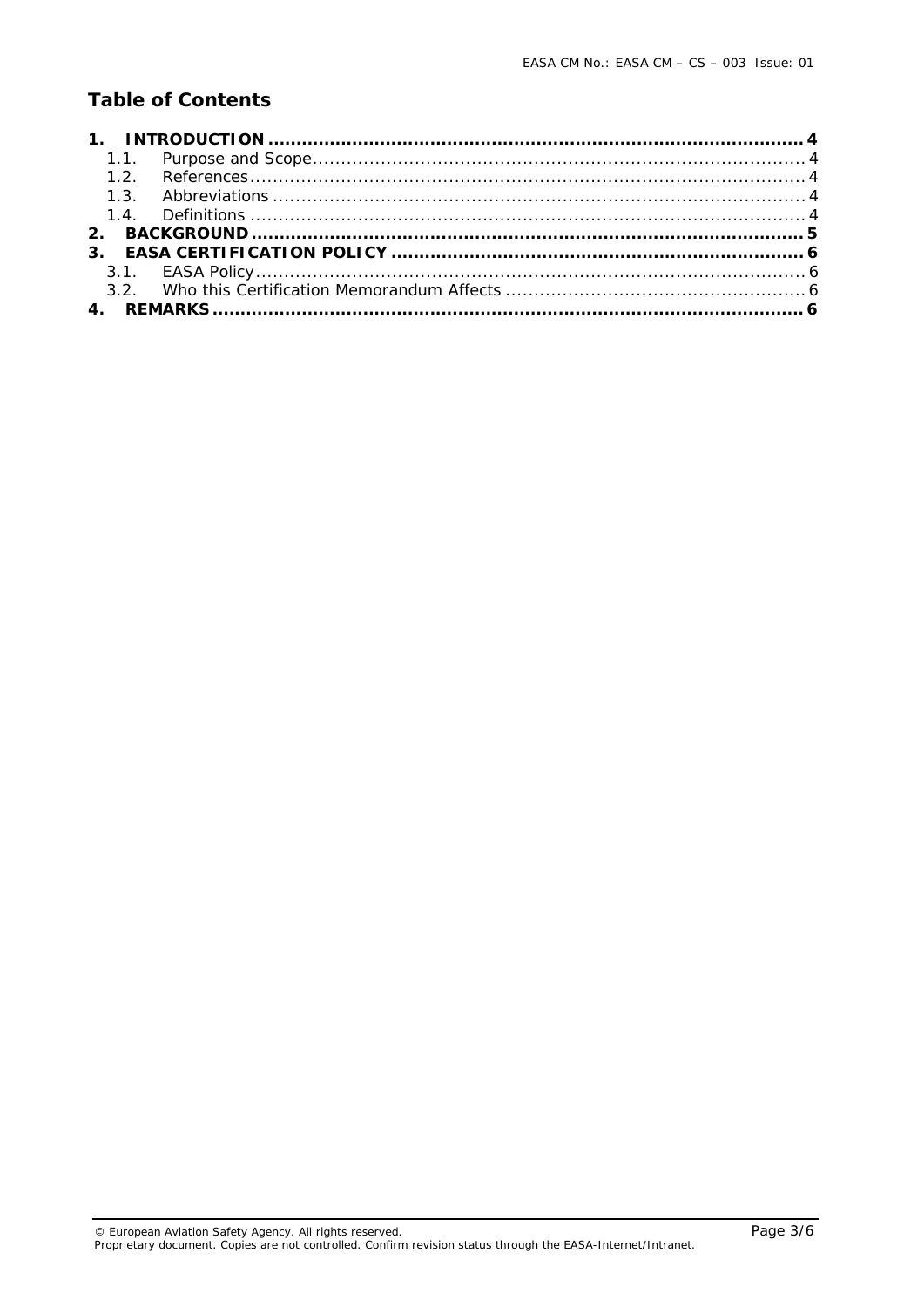## Table of Contents

**1. INTRODUCTION ..... 4**
- 1.1. Purpose and Scope ..... 4
- 1.2. References ..... 4
- 1.3. Abbreviations ..... 4
- 1.4. Definitions ..... 4

**2. BACKGROUND ..... 5**

**3. EASA CERTIFICATION POLICY ..... 6**
- 3.1. EASA Policy ..... 6
- 3.2. Who this Certification Memorandum Affects ..... 6

**4. REMARKS ..... 6**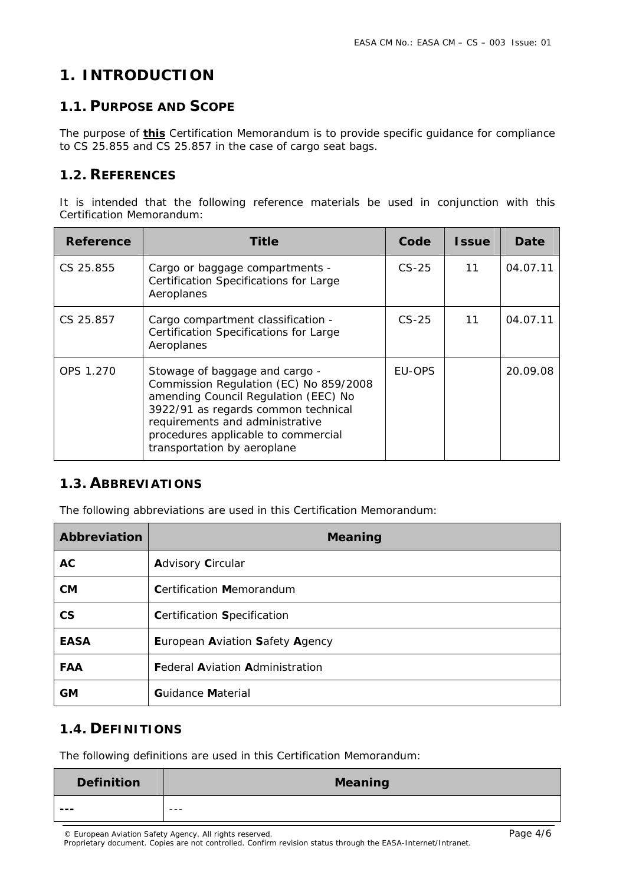# 1. INTRODUCTION

## 1.1. PURPOSE AND SCOPE

The purpose of **this** Certification Memorandum is to provide specific guidance for compliance to CS 25.855 and CS 25.857 in the case of cargo seat bags.

## 1.2. REFERENCES

It is intended that the following reference materials be used in conjunction with this Certification Memorandum:

| Reference | Title | Code | Issue | Date |
|---|---|---|---|---|
| CS 25.855 | Cargo or baggage compartments - Certification Specifications for Large Aeroplanes | CS-25 | 11 | 04.07.11 |
| CS 25.857 | Cargo compartment classification - Certification Specifications for Large Aeroplanes | CS-25 | 11 | 04.07.11 |
| OPS 1.270 | Stowage of baggage and cargo - Commission Regulation (EC) No 859/2008 amending Council Regulation (EEC) No 3922/91 as regards common technical requirements and administrative procedures applicable to commercial transportation by aeroplane | EU-OPS | | 20.09.08 |

## 1.3. ABBREVIATIONS

The following abbreviations are used in this Certification Memorandum:

| Abbreviation | Meaning |
|---|---|
| **AC** | **A**dvisory **C**ircular |
| **CM** | **C**ertification **M**emorandum |
| **CS** | **C**ertification **S**pecification |
| **EASA** | **E**uropean **A**viation **S**afety **A**gency |
| **FAA** | **F**ederal **A**viation **A**dministration |
| **GM** | **G**uidance **M**aterial |

## 1.4. DEFINITIONS

The following definitions are used in this Certification Memorandum:

| Definition | Meaning |
|---|---|
| **---** | --- |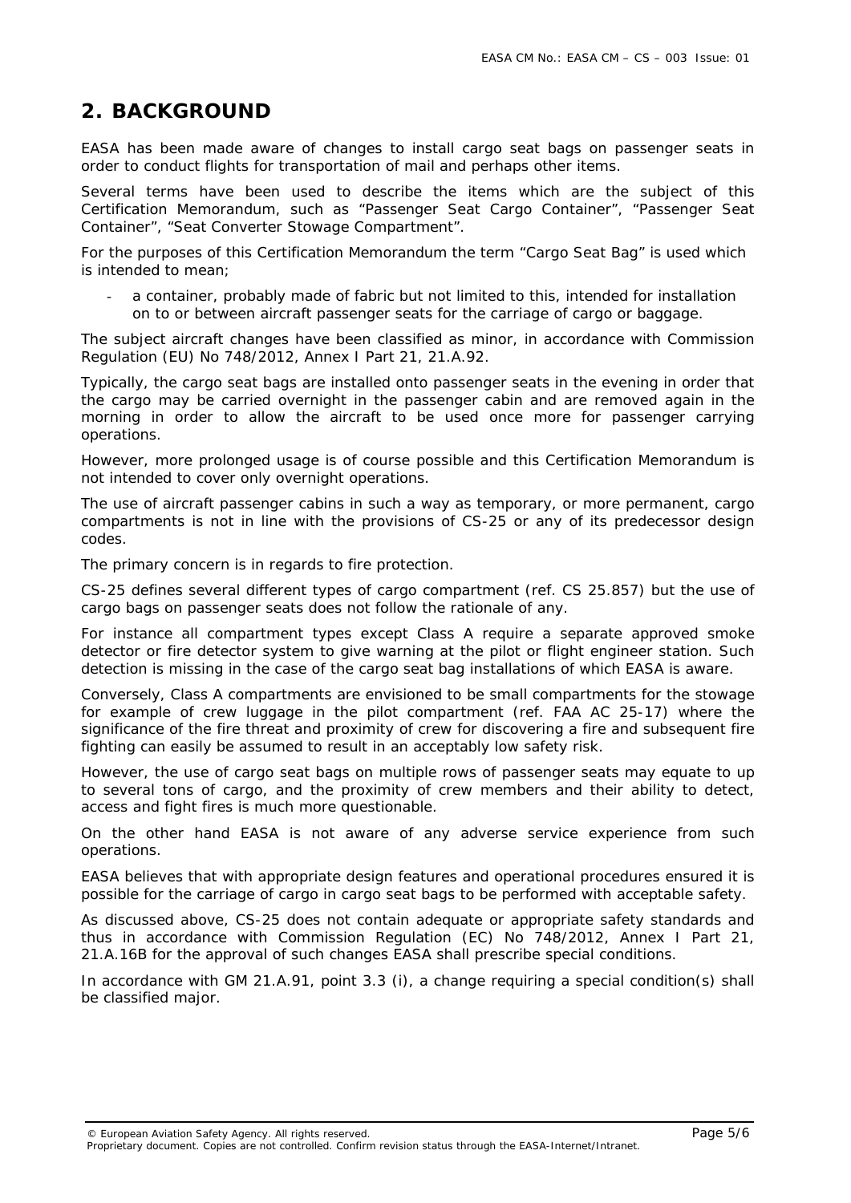# 2. BACKGROUND

EASA has been made aware of changes to install cargo seat bags on passenger seats in order to conduct flights for transportation of mail and perhaps other items.

Several terms have been used to describe the items which are the subject of this Certification Memorandum, such as "Passenger Seat Cargo Container", "Passenger Seat Container", "Seat Converter Stowage Compartment".

For the purposes of this Certification Memorandum the term "Cargo Seat Bag" is used which is intended to mean;

- a container, probably made of fabric but not limited to this, intended for installation on to or between aircraft passenger seats for the carriage of cargo or baggage.

The subject aircraft changes have been classified as minor, in accordance with Commission Regulation (EU) No 748/2012, Annex I Part 21, 21.A.92.

Typically, the cargo seat bags are installed onto passenger seats in the evening in order that the cargo may be carried overnight in the passenger cabin and are removed again in the morning in order to allow the aircraft to be used once more for passenger carrying operations.

However, more prolonged usage is of course possible and this Certification Memorandum is not intended to cover only overnight operations.

The use of aircraft passenger cabins in such a way as temporary, or more permanent, cargo compartments is not in line with the provisions of CS-25 or any of its predecessor design codes.

The primary concern is in regards to fire protection.

CS-25 defines several different types of cargo compartment (ref. CS 25.857) but the use of cargo bags on passenger seats does not follow the rationale of any.

For instance all compartment types except Class A require a separate approved smoke detector or fire detector system to give warning at the pilot or flight engineer station. Such detection is missing in the case of the cargo seat bag installations of which EASA is aware.

Conversely, Class A compartments are envisioned to be small compartments for the stowage for example of crew luggage in the pilot compartment (ref. FAA AC 25-17) where the significance of the fire threat and proximity of crew for discovering a fire and subsequent fire fighting can easily be assumed to result in an acceptably low safety risk.

However, the use of cargo seat bags on multiple rows of passenger seats may equate to up to several tons of cargo, and the proximity of crew members and their ability to detect, access and fight fires is much more questionable.

On the other hand EASA is not aware of any adverse service experience from such operations.

EASA believes that with appropriate design features and operational procedures ensured it is possible for the carriage of cargo in cargo seat bags to be performed with acceptable safety.

As discussed above, CS-25 does not contain adequate or appropriate safety standards and thus in accordance with Commission Regulation (EC) No 748/2012, Annex I Part 21, 21.A.16B for the approval of such changes EASA shall prescribe special conditions.

In accordance with GM 21.A.91, point 3.3 (i), a change requiring a special condition(s) shall be classified major.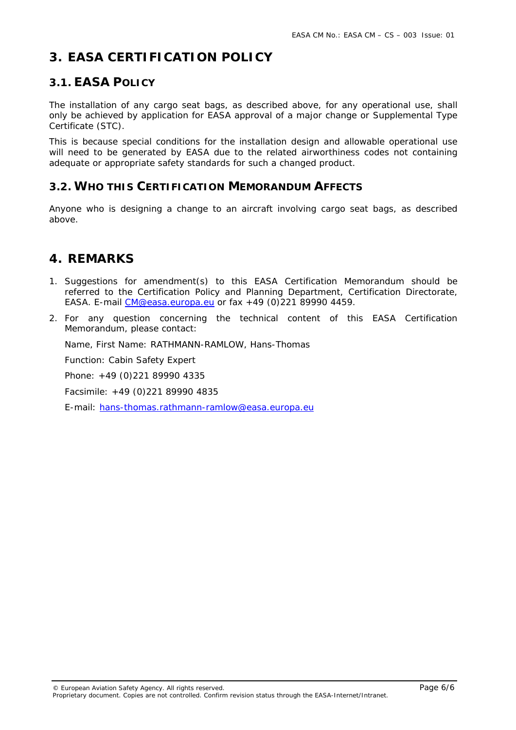# 3. EASA CERTIFICATION POLICY

## 3.1. EASA POLICY

The installation of any cargo seat bags, as described above, for any operational use, shall only be achieved by application for EASA approval of a major change or Supplemental Type Certificate (STC).

This is because special conditions for the installation design and allowable operational use will need to be generated by EASA due to the related airworthiness codes not containing adequate or appropriate safety standards for such a changed product.

## 3.2. WHO THIS CERTIFICATION MEMORANDUM AFFECTS

Anyone who is designing a change to an aircraft involving cargo seat bags, as described above.

# 4. REMARKS

1. Suggestions for amendment(s) to this EASA Certification Memorandum should be referred to the Certification Policy and Planning Department, Certification Directorate, EASA. E-mail CM@easa.europa.eu or fax +49 (0)221 89990 4459.

2. For any question concerning the technical content of this EASA Certification Memorandum, please contact:

   Name, First Name: RATHMANN-RAMLOW, Hans-Thomas

   Function: Cabin Safety Expert

   Phone: +49 (0)221 89990 4335

   Facsimile: +49 (0)221 89990 4835

   E-mail: hans-thomas.rathmann-ramlow@easa.europa.eu